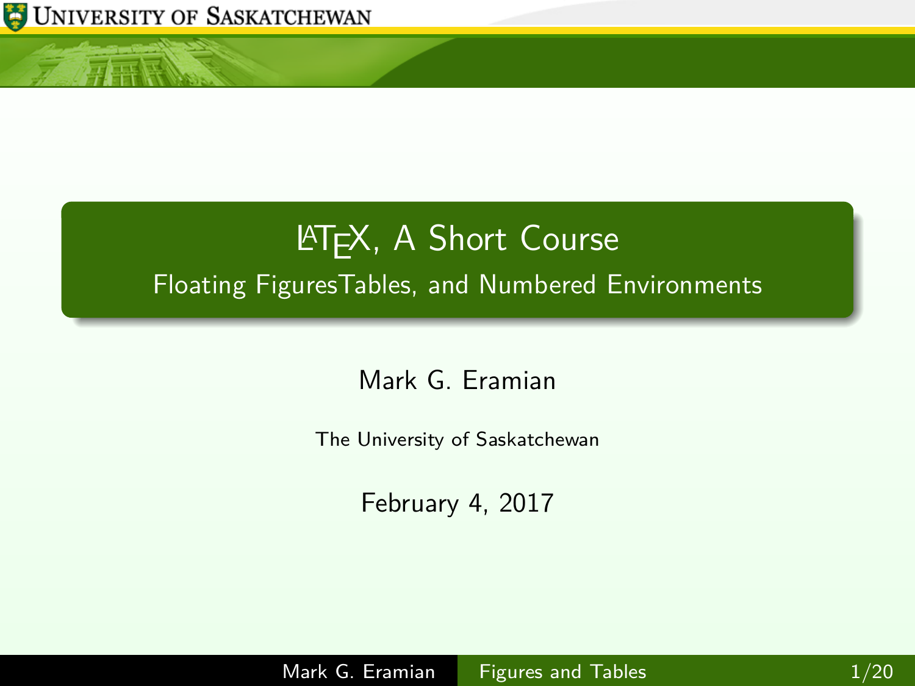# LaTeX, A Short Course

## Floating FiguresTables, and Numbered Environments

Mark G. Eramian

The University of Saskatchewan

February 4, 2017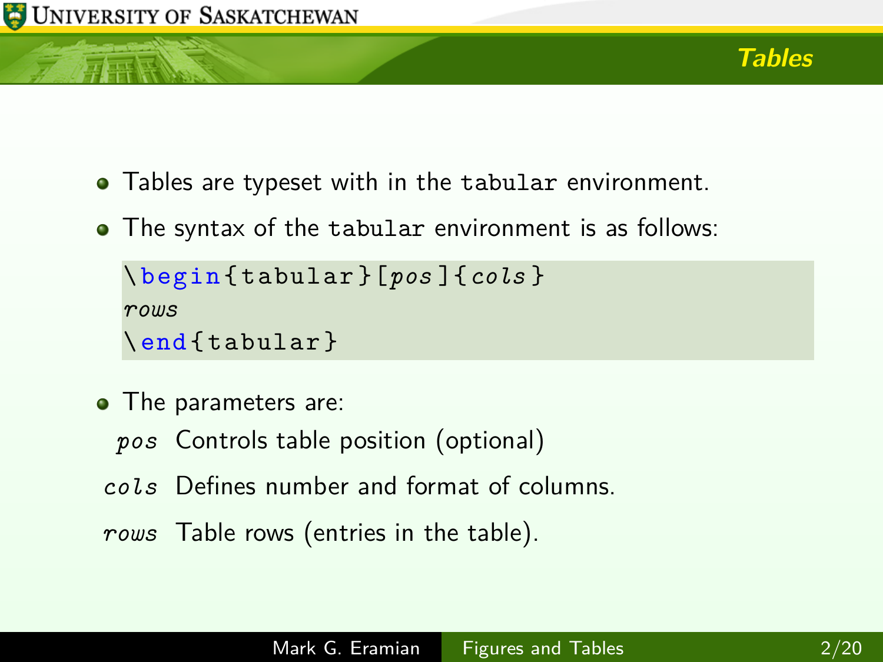## Tables

- Tables are typeset with in the `tabular` environment.
- The syntax of the `tabular` environment is as follows:

```
\begin{tabular}[pos]{cols}
rows
\end{tabular}
```

- The parameters are:

  *pos* Controls table position (optional)

  *cols* Defines number and format of columns.

  *rows* Table rows (entries in the table).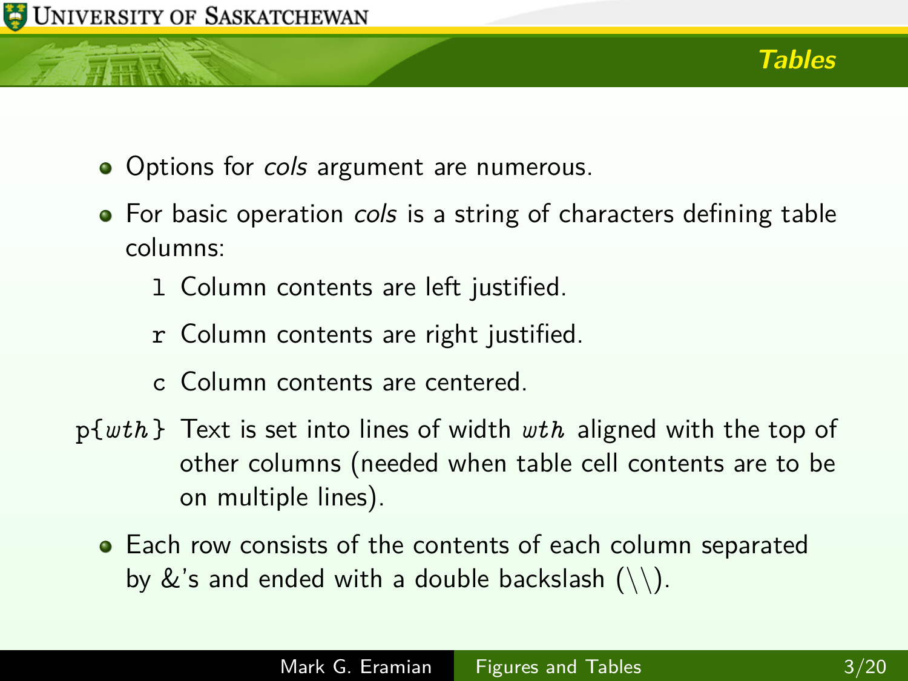## Tables

- Options for *cols* argument are numerous.
- For basic operation *cols* is a string of characters defining table columns:
  - `l` Column contents are left justified.
  - `r` Column contents are right justified.
  - `c` Column contents are centered.
  - `p{`*wth*`}` Text is set into lines of width *wth* aligned with the top of other columns (needed when table cell contents are to be on multiple lines).
- Each row consists of the contents of each column separated by &'s and ended with a double backslash (\\).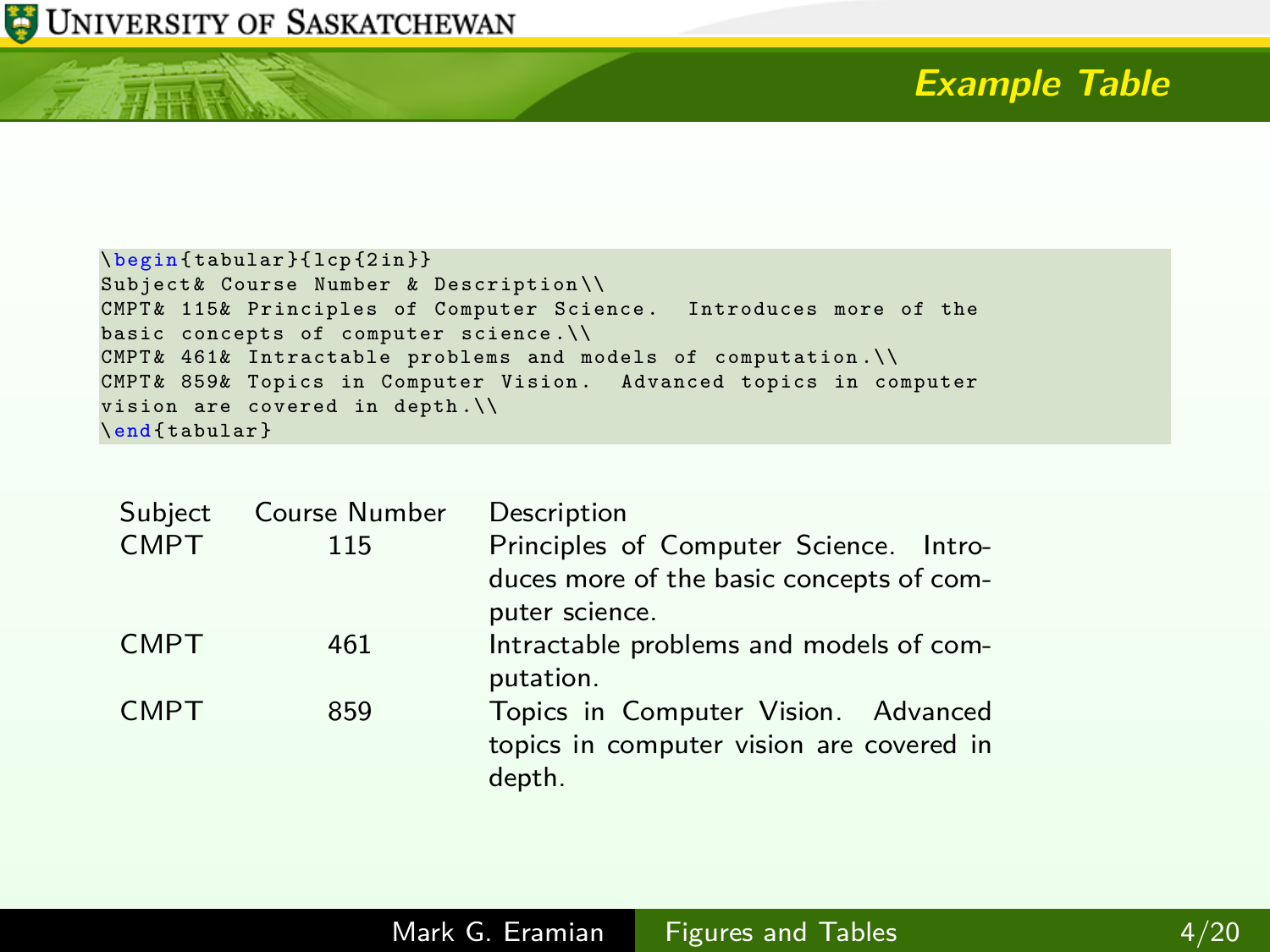## Example Table

```latex
\begin{tabular}{lcp{2in}}
Subject& Course Number & Description\\
CMPT& 115& Principles of Computer Science.  Introduces more of the
basic concepts of computer science.\\
CMPT& 461& Intractable problems and models of computation.\\
CMPT& 859& Topics in Computer Vision.  Advanced topics in computer
vision are covered in depth.\\
\end{tabular}
```

| Subject | Course Number | Description |
|---|---|---|
| CMPT | 115 | Principles of Computer Science. Introduces more of the basic concepts of computer science. |
| CMPT | 461 | Intractable problems and models of computation. |
| CMPT | 859 | Topics in Computer Vision. Advanced topics in computer vision are covered in depth. |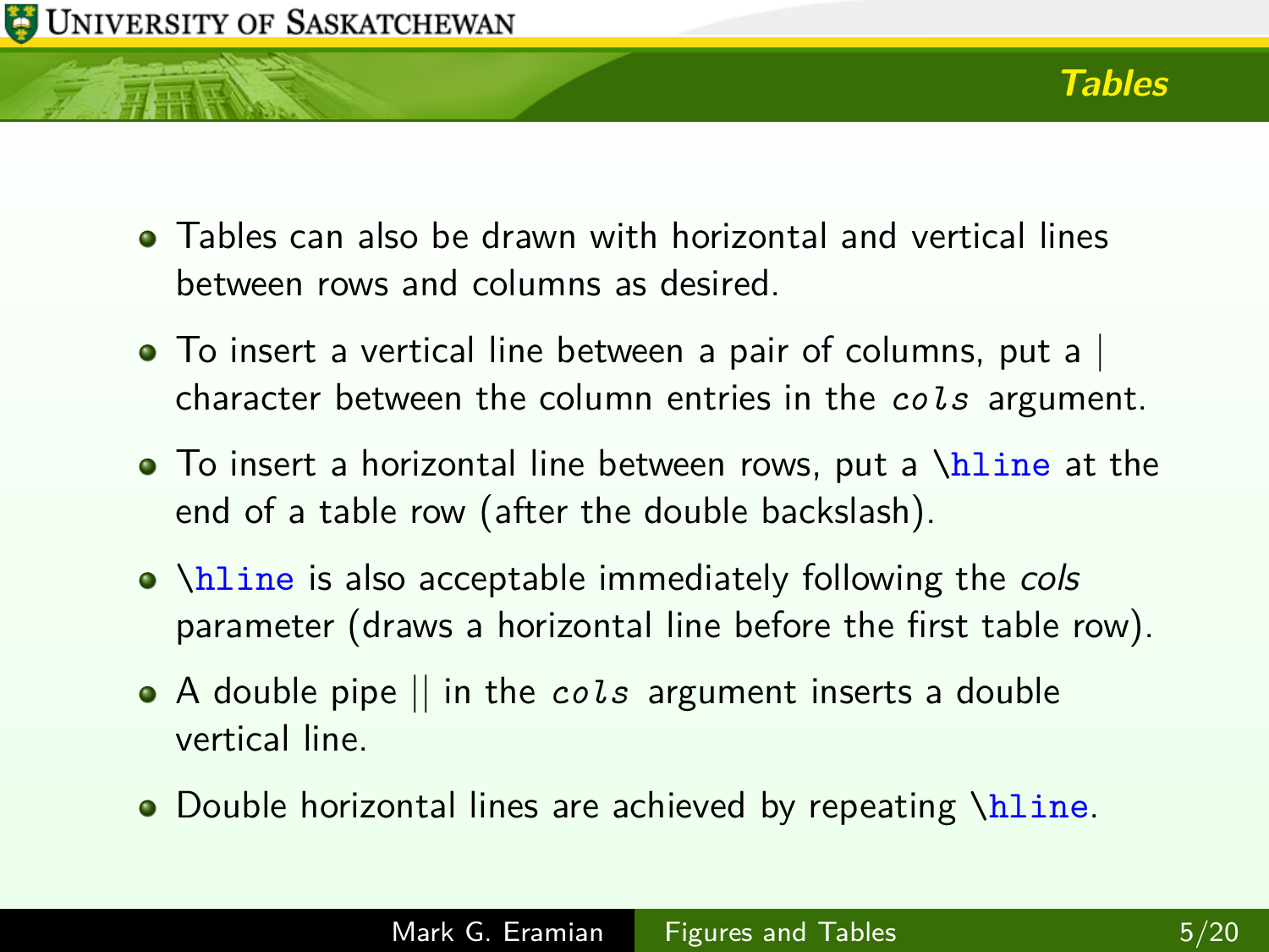## Tables

- Tables can also be drawn with horizontal and vertical lines between rows and columns as desired.
- To insert a vertical line between a pair of columns, put a | character between the column entries in the `cols` argument.
- To insert a horizontal line between rows, put a `\hline` at the end of a table row (after the double backslash).
- `\hline` is also acceptable immediately following the *cols* parameter (draws a horizontal line before the first table row).
- A double pipe || in the `cols` argument inserts a double vertical line.
- Double horizontal lines are achieved by repeating `\hline`.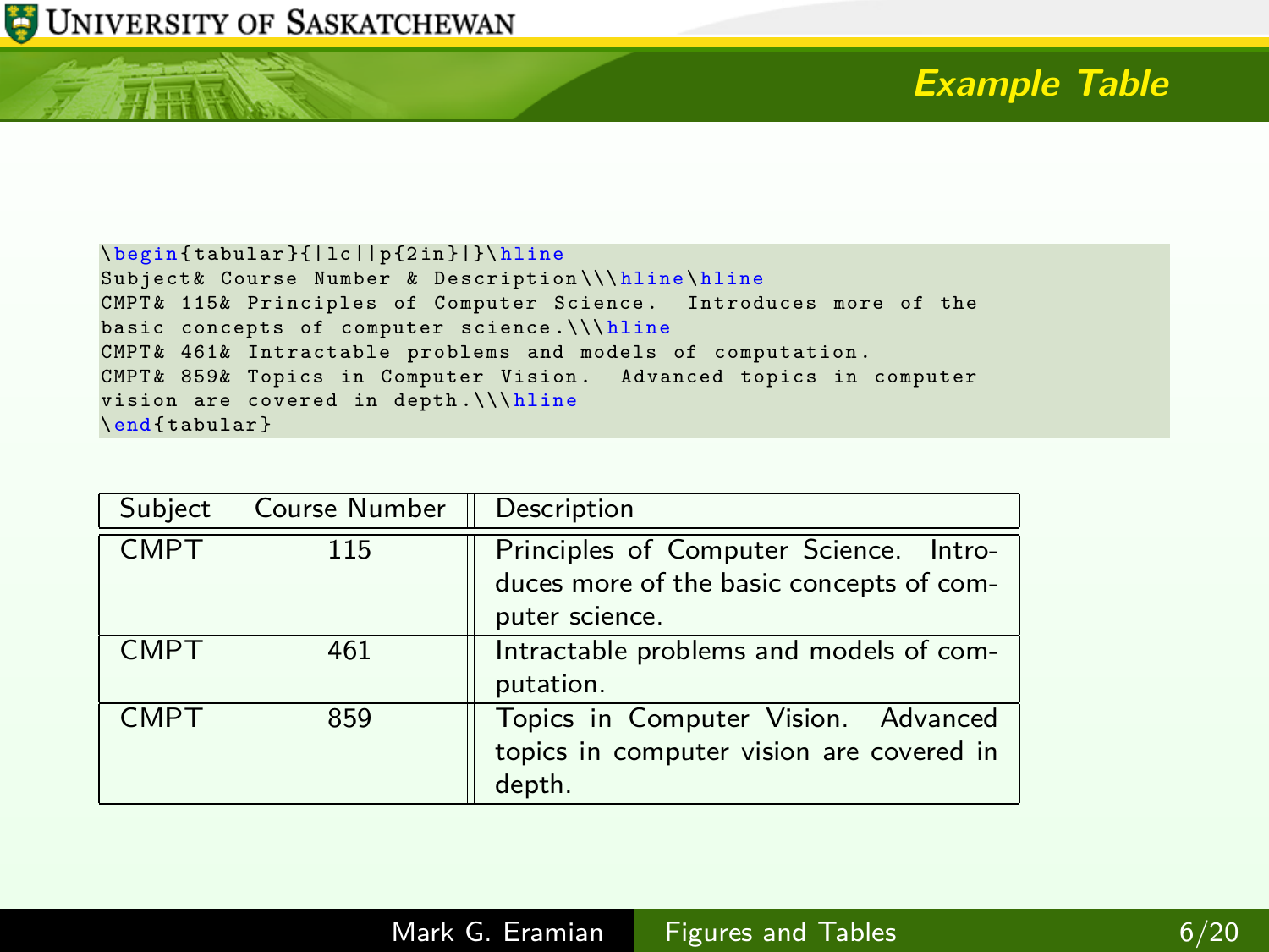## Example Table

```
\begin{tabular}{|lc||p{2in}|}\hline
Subject& Course Number & Description\\\hline\hline
CMPT& 115& Principles of Computer Science.  Introduces more of the
basic concepts of computer science.\\\hline
CMPT& 461& Intractable problems and models of computation.
CMPT& 859& Topics in Computer Vision.  Advanced topics in computer
vision are covered in depth.\\\hline
\end{tabular}
```

| Subject | Course Number | Description |
|---|---|---|
| CMPT | 115 | Principles of Computer Science. Introduces more of the basic concepts of computer science. |
| CMPT | 461 | Intractable problems and models of computation. |
| CMPT | 859 | Topics in Computer Vision. Advanced topics in computer vision are covered in depth. |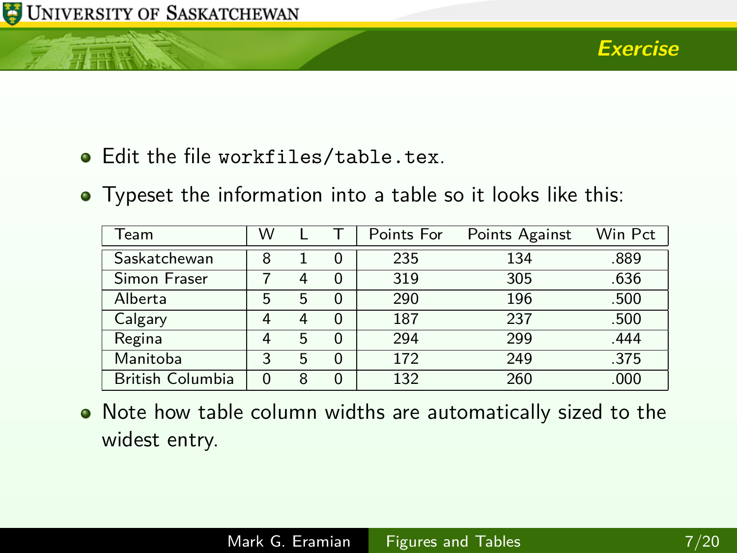## Exercise

- Edit the file `workfiles/table.tex`.
- Typeset the information into a table so it looks like this:

| Team | W | L | T | Points For | Points Against | Win Pct |
|---|---|---|---|---|---|---|
| Saskatchewan | 8 | 1 | 0 | 235 | 134 | .889 |
| Simon Fraser | 7 | 4 | 0 | 319 | 305 | .636 |
| Alberta | 5 | 5 | 0 | 290 | 196 | .500 |
| Calgary | 4 | 4 | 0 | 187 | 237 | .500 |
| Regina | 4 | 5 | 0 | 294 | 299 | .444 |
| Manitoba | 3 | 5 | 0 | 172 | 249 | .375 |
| British Columbia | 0 | 8 | 0 | 132 | 260 | .000 |

- Note how table column widths are automatically sized to the widest entry.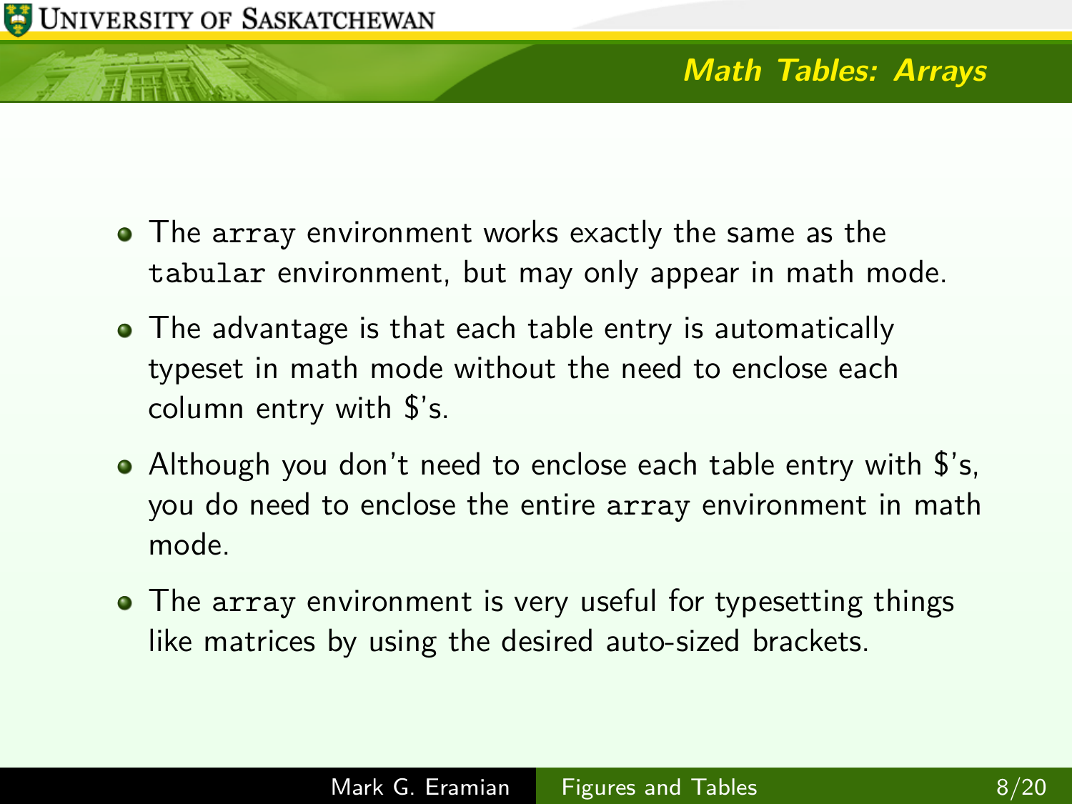## Math Tables: Arrays

- The `array` environment works exactly the same as the `tabular` environment, but may only appear in math mode.
- The advantage is that each table entry is automatically typeset in math mode without the need to enclose each column entry with $'s.
- Although you don't need to enclose each table entry with $'s, you do need to enclose the entire `array` environment in math mode.
- The `array` environment is very useful for typesetting things like matrices by using the desired auto-sized brackets.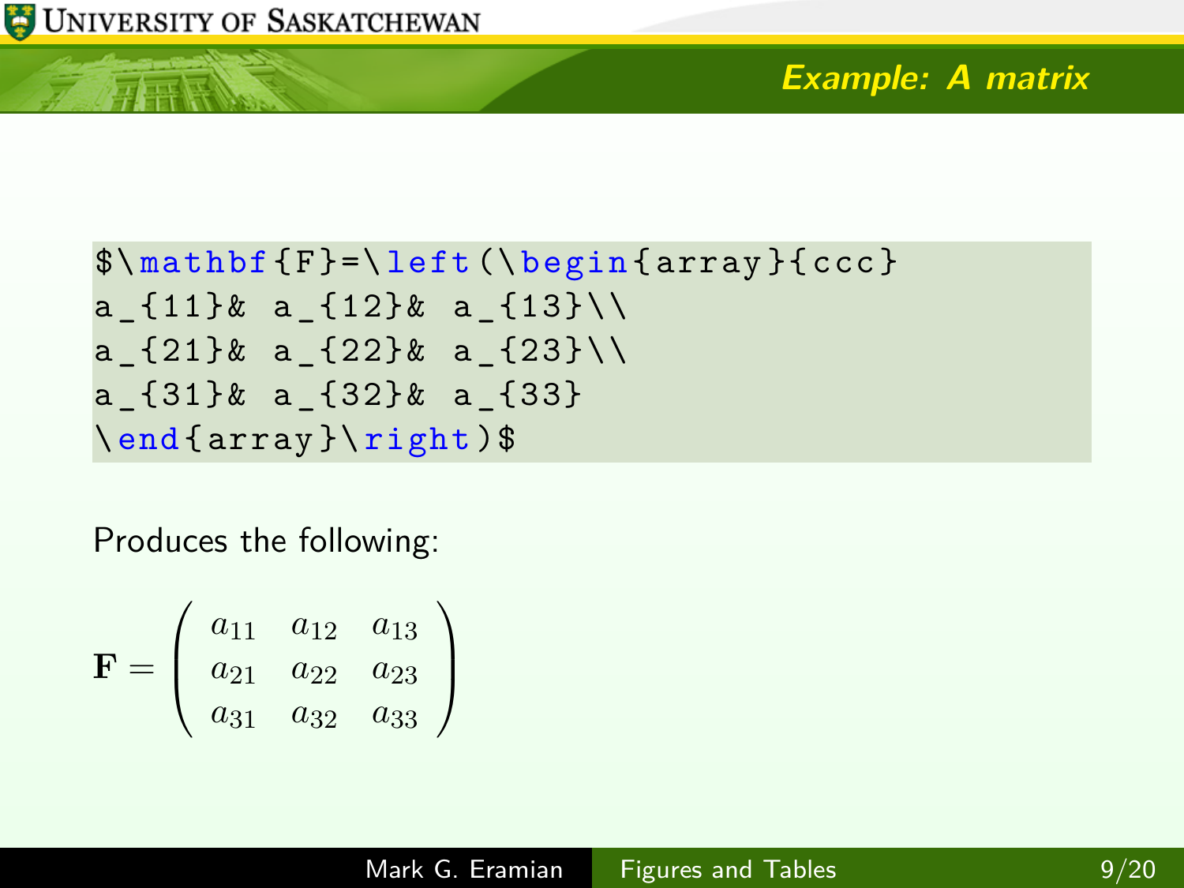## Example: A matrix

```
$\mathbf{F}=\left(\begin{array}{ccc}
a_{11}& a_{12}& a_{13}\\
a_{21}& a_{22}& a_{23}\\
a_{31}& a_{32}& a_{33}
\end{array}\right)$
```

Produces the following:

$\mathbf{F}=\left(\begin{array}{ccc}
a_{11}& a_{12}& a_{13}\\
a_{21}& a_{22}& a_{23}\\
a_{31}& a_{32}& a_{33}
\end{array}\right)$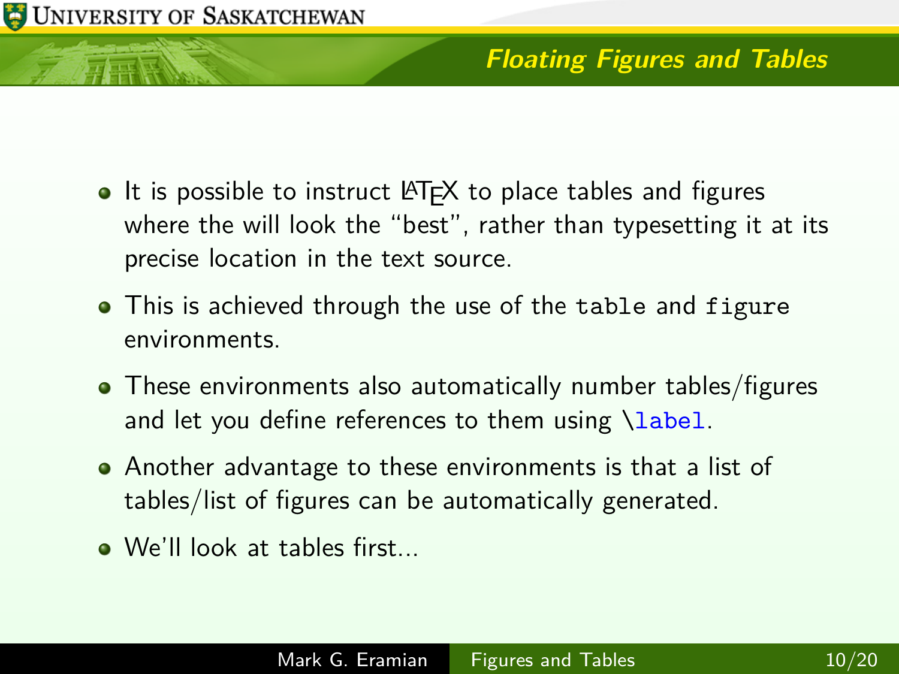## Floating Figures and Tables

- It is possible to instruct LaTeX to place tables and figures where the will look the “best”, rather than typesetting it at its precise location in the text source.
- This is achieved through the use of the `table` and `figure` environments.
- These environments also automatically number tables/figures and let you define references to them using `\label`.
- Another advantage to these environments is that a list of tables/list of figures can be automatically generated.
- We'll look at tables first...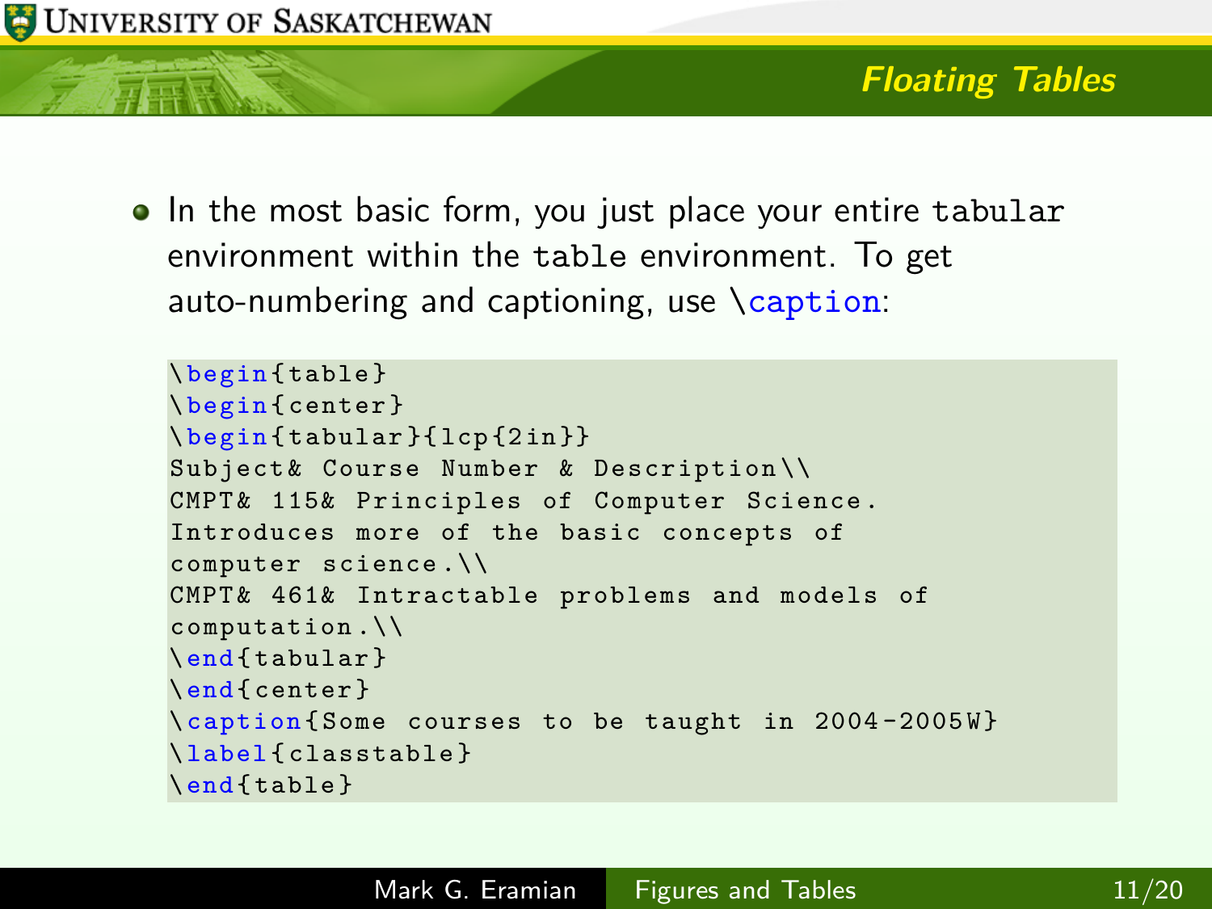## Floating Tables

- In the most basic form, you just place your entire `tabular` environment within the `table` environment. To get auto-numbering and captioning, use `\caption`:

```
\begin{table}
\begin{center}
\begin{tabular}{lcp{2in}}
Subject& Course Number & Description\\
CMPT& 115& Principles of Computer Science.
Introduces more of the basic concepts of
computer science.\\
CMPT& 461& Intractable problems and models of
computation.\\
\end{tabular}
\end{center}
\caption{Some courses to be taught in 2004-2005W}
\label{classtable}
\end{table}
```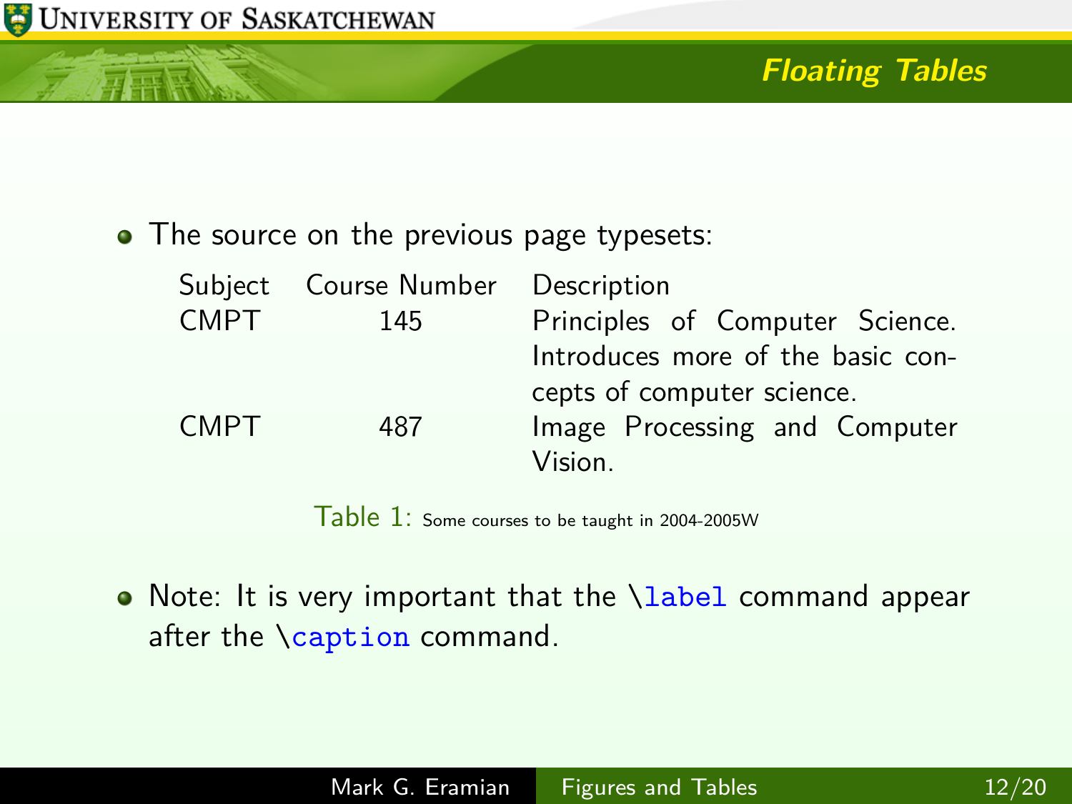## Floating Tables

- The source on the previous page typesets:

| Subject | Course Number | Description |
|---|---|---|
| CMPT | 145 | Principles of Computer Science. Introduces more of the basic concepts of computer science. |
| CMPT | 487 | Image Processing and Computer Vision. |

Table 1: Some courses to be taught in 2004-2005W

- Note: It is very important that the `\label` command appear after the `\caption` command.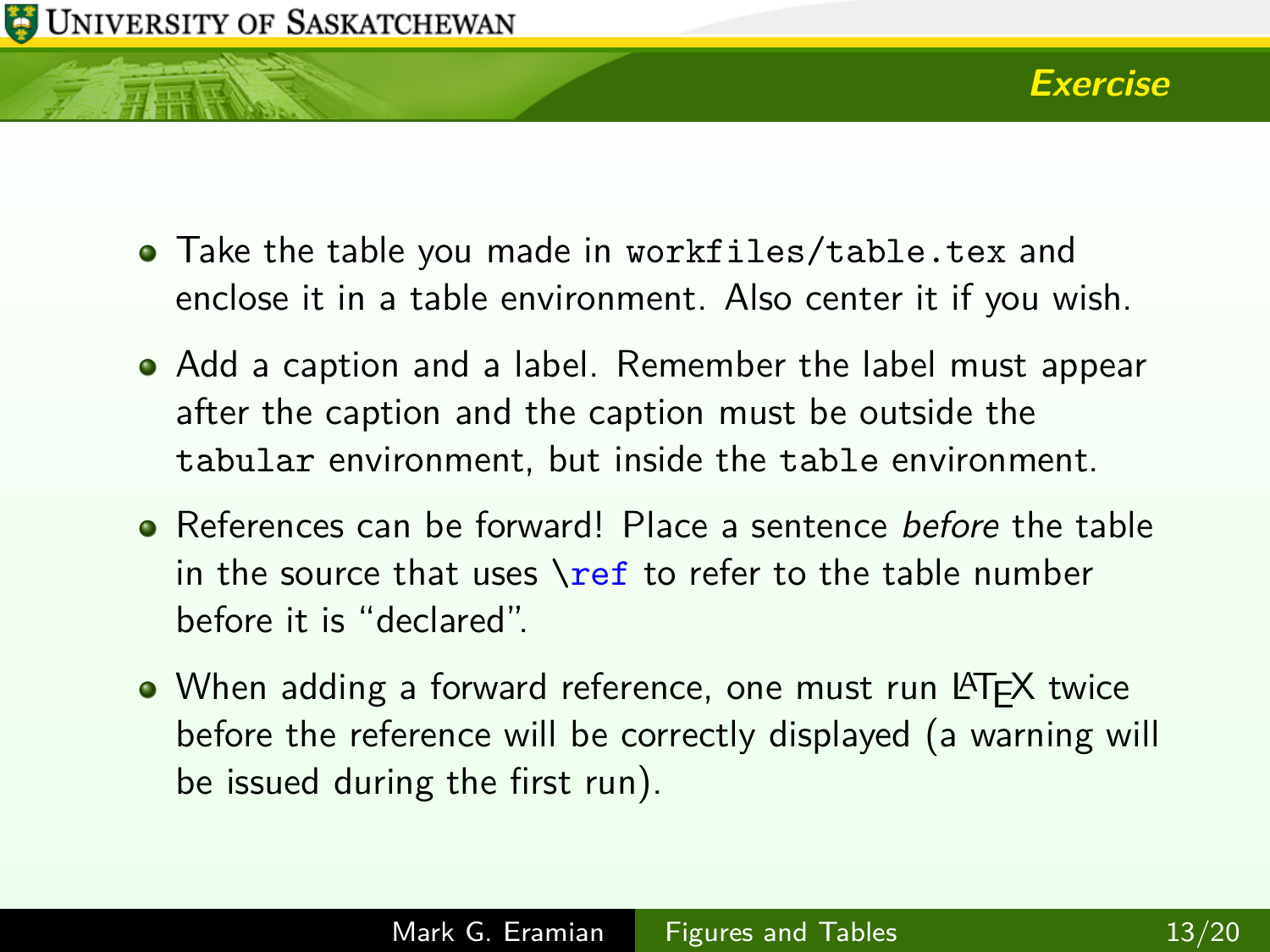## Exercise

- Take the table you made in `workfiles/table.tex` and enclose it in a table environment. Also center it if you wish.
- Add a caption and a label. Remember the label must appear after the caption and the caption must be outside the `tabular` environment, but inside the `table` environment.
- References can be forward! Place a sentence *before* the table in the source that uses `\ref` to refer to the table number before it is "declared".
- When adding a forward reference, one must run LaTeX twice before the reference will be correctly displayed (a warning will be issued during the first run).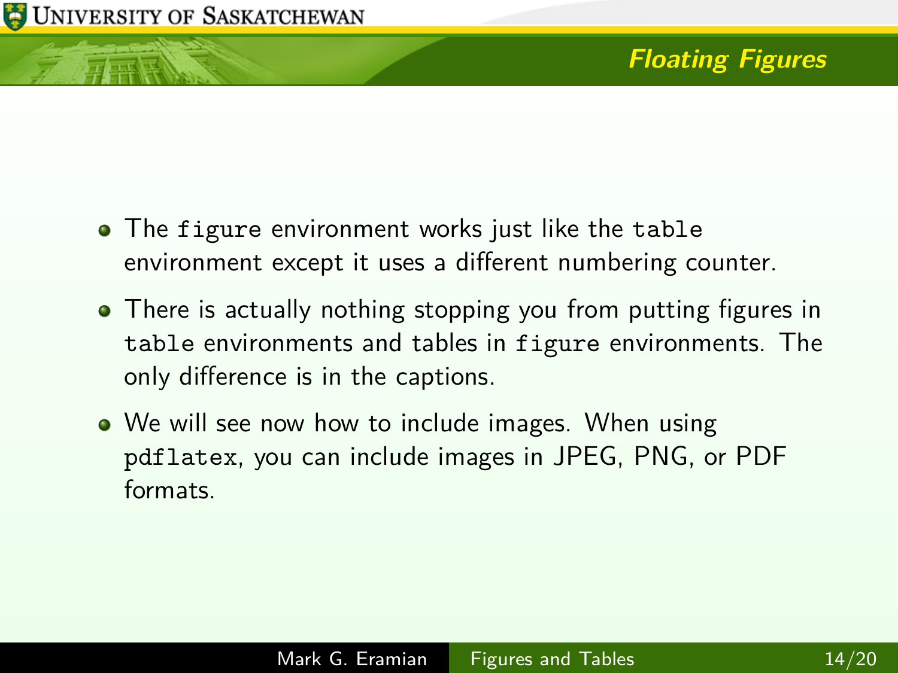## Floating Figures

- The `figure` environment works just like the `table` environment except it uses a different numbering counter.
- There is actually nothing stopping you from putting figures in `table` environments and tables in `figure` environments. The only difference is in the captions.
- We will see now how to include images. When using `pdflatex`, you can include images in JPEG, PNG, or PDF formats.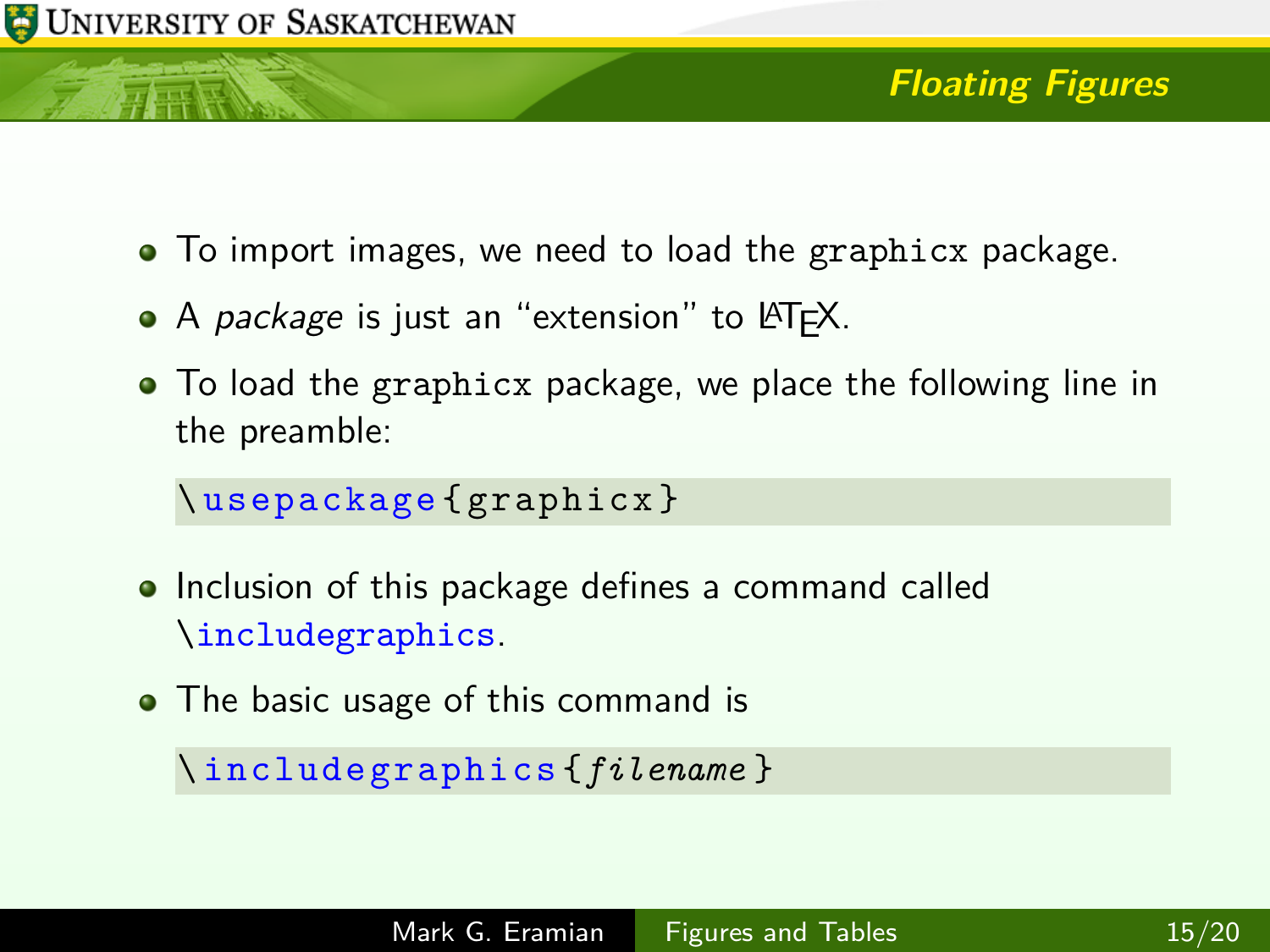## Floating Figures

- To import images, we need to load the `graphicx` package.
- A *package* is just an "extension" to LaTeX.
- To load the `graphicx` package, we place the following line in the preamble:

```
\usepackage{graphicx}
```

- Inclusion of this package defines a command called `\includegraphics`.
- The basic usage of this command is

```
\includegraphics{filename}
```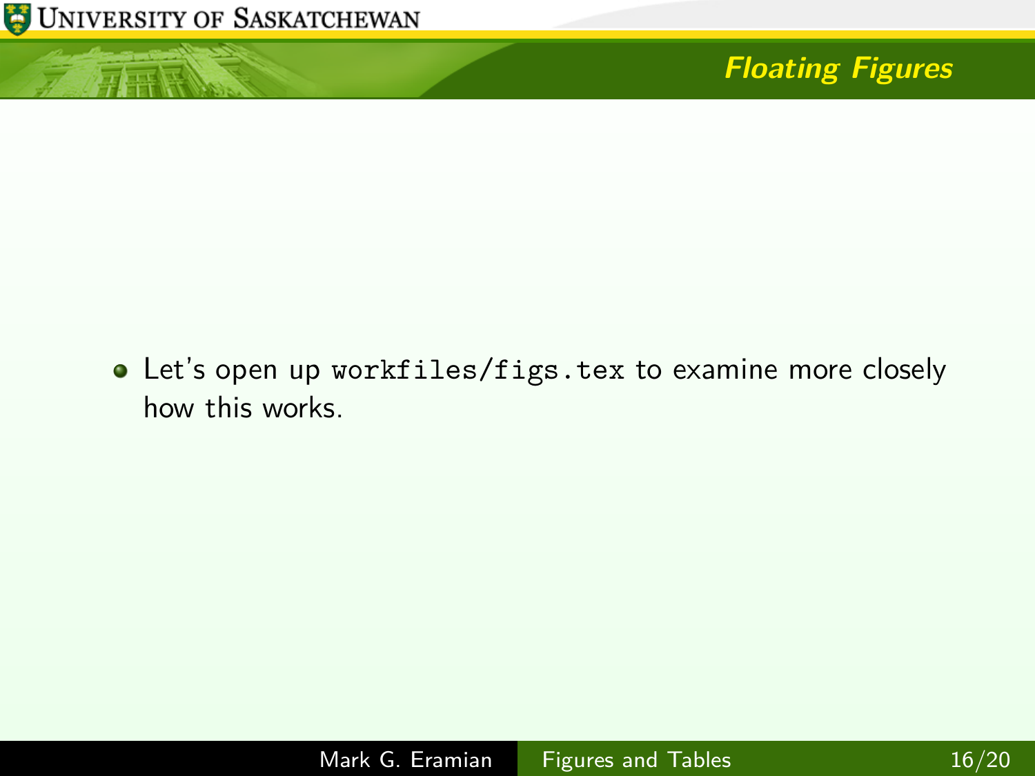## Floating Figures

- Let's open up `workfiles/figs.tex` to examine more closely how this works.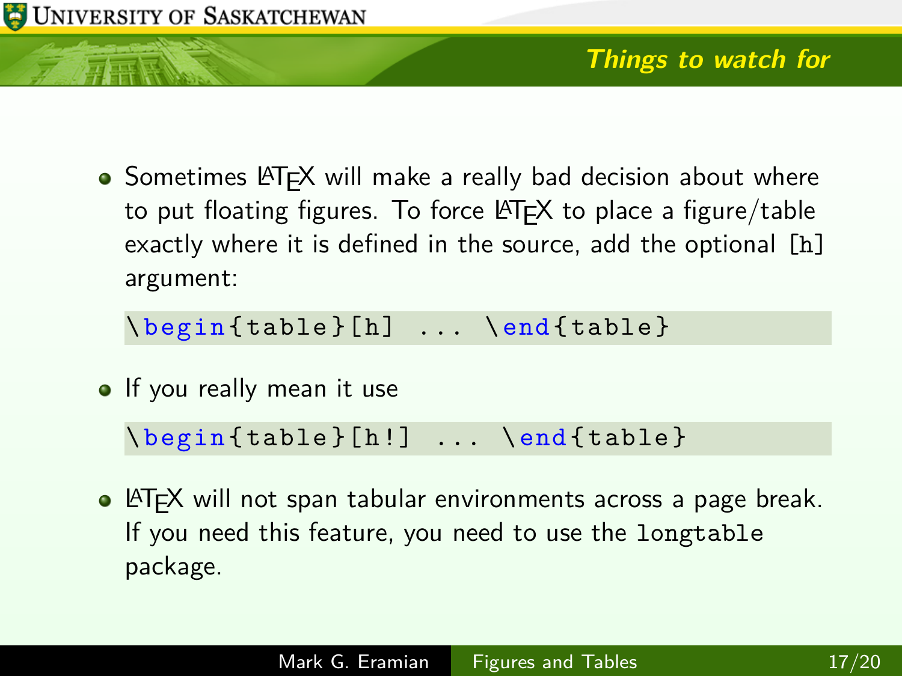## Things to watch for

- Sometimes LaTeX will make a really bad decision about where to put floating figures. To force LaTeX to place a figure/table exactly where it is defined in the source, add the optional `[h]` argument:

```
\begin{table}[h] ... \end{table}
```

- If you really mean it use

```
\begin{table}[h!] ... \end{table}
```

- LaTeX will not span tabular environments across a page break. If you need this feature, you need to use the `longtable` package.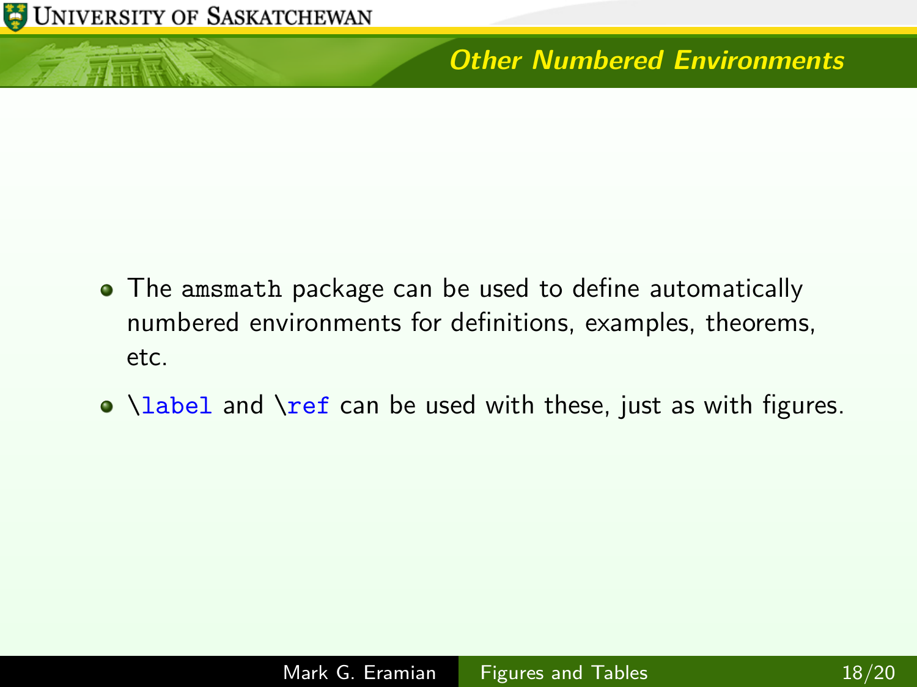## Other Numbered Environments

- The `amsmath` package can be used to define automatically numbered environments for definitions, examples, theorems, etc.
- `\label` and `\ref` can be used with these, just as with figures.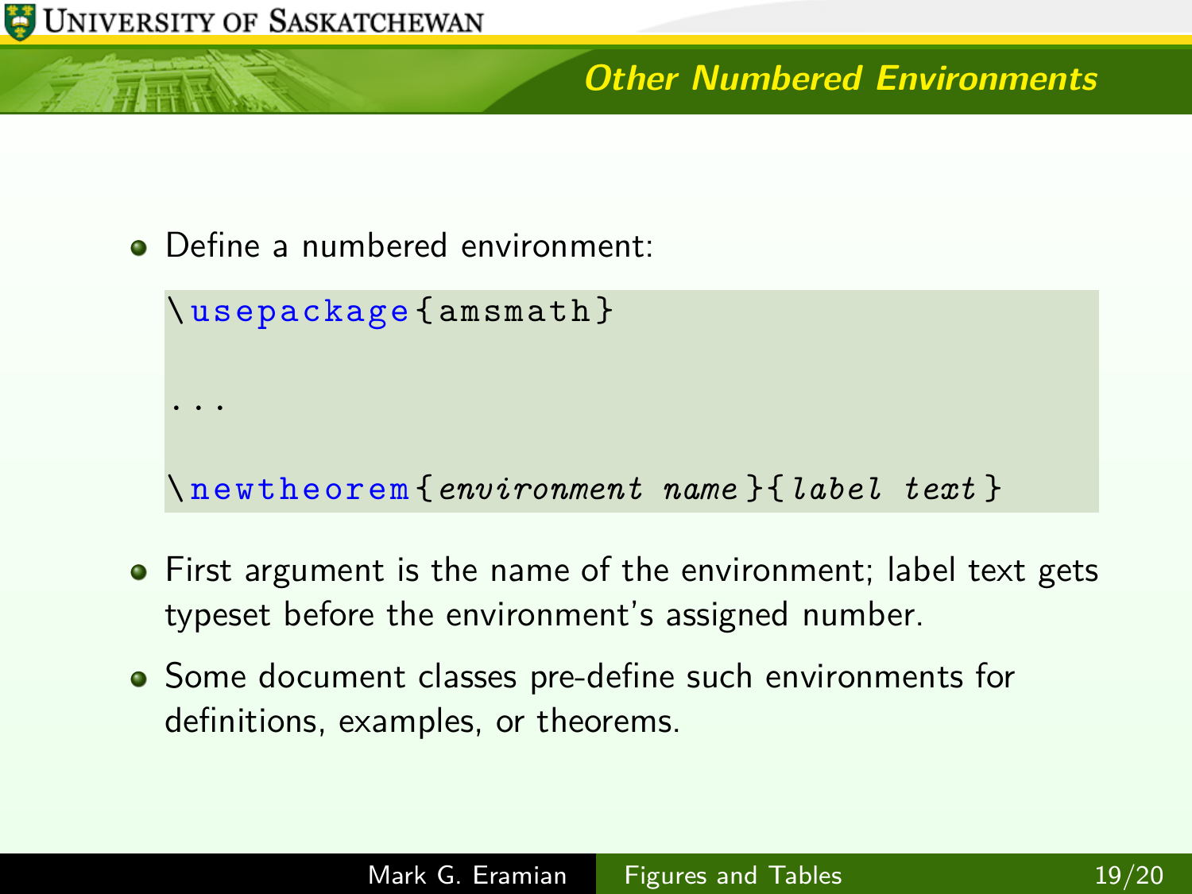## Other Numbered Environments

- Define a numbered environment:

```
\usepackage{amsmath}

...

\newtheorem{environment name}{label text}
```

- First argument is the name of the environment; label text gets typeset before the environment's assigned number.
- Some document classes pre-define such environments for definitions, examples, or theorems.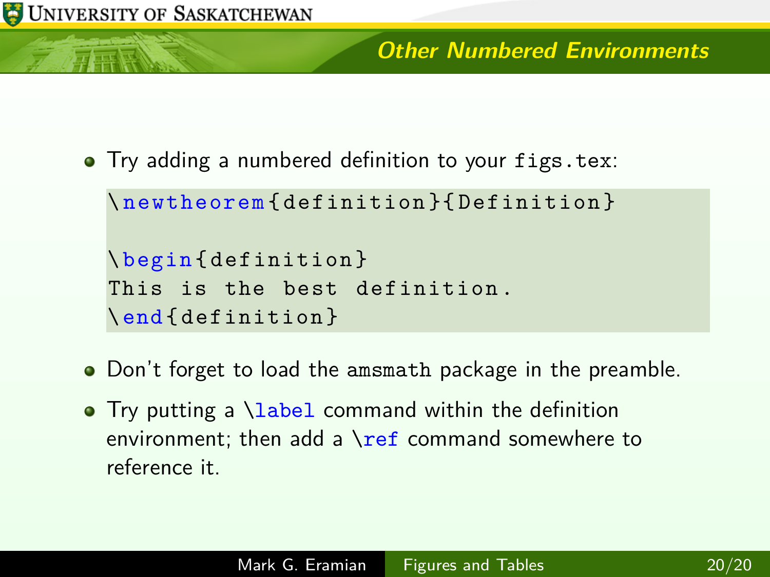## Other Numbered Environments

- Try adding a numbered definition to your `figs.tex`:

```
\newtheorem{definition}{Definition}

\begin{definition}
This is the best definition.
\end{definition}
```

- Don't forget to load the `amsmath` package in the preamble.
- Try putting a `\label` command within the definition environment; then add a `\ref` command somewhere to reference it.